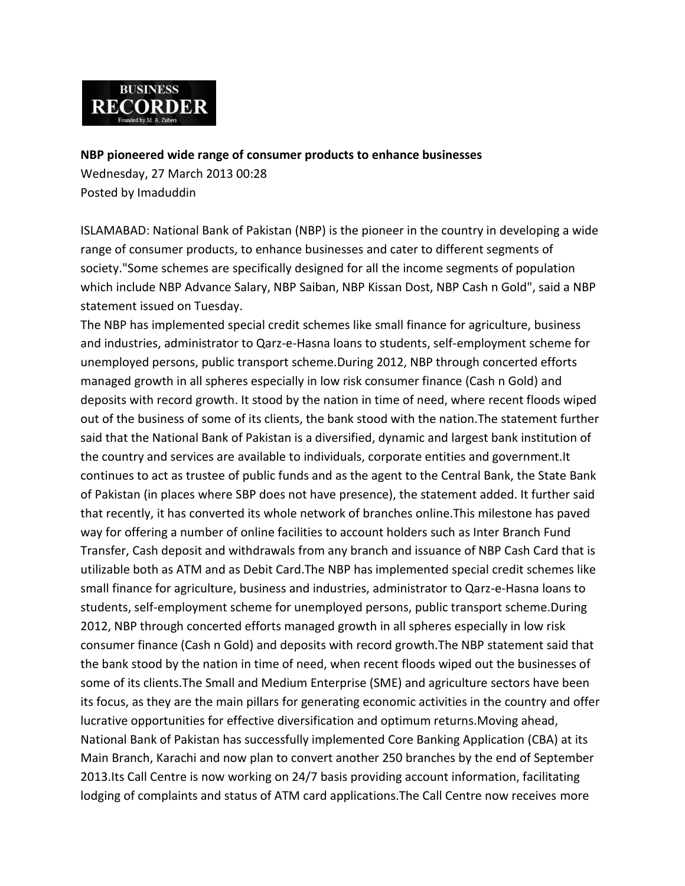**BUSINESS RECORDER**
Founded by M. A. Zuberi

**NBP pioneered wide range of consumer products to enhance businesses**

Wednesday, 27 March 2013 00:28
Posted by Imaduddin

ISLAMABAD: National Bank of Pakistan (NBP) is the pioneer in the country in developing a wide range of consumer products, to enhance businesses and cater to different segments of society."Some schemes are specifically designed for all the income segments of population which include NBP Advance Salary, NBP Saiban, NBP Kissan Dost, NBP Cash n Gold", said a NBP statement issued on Tuesday.

The NBP has implemented special credit schemes like small finance for agriculture, business and industries, administrator to Qarz-e-Hasna loans to students, self-employment scheme for unemployed persons, public transport scheme.During 2012, NBP through concerted efforts managed growth in all spheres especially in low risk consumer finance (Cash n Gold) and deposits with record growth. It stood by the nation in time of need, where recent floods wiped out of the business of some of its clients, the bank stood with the nation.The statement further said that the National Bank of Pakistan is a diversified, dynamic and largest bank institution of the country and services are available to individuals, corporate entities and government.It continues to act as trustee of public funds and as the agent to the Central Bank, the State Bank of Pakistan (in places where SBP does not have presence), the statement added. It further said that recently, it has converted its whole network of branches online.This milestone has paved way for offering a number of online facilities to account holders such as Inter Branch Fund Transfer, Cash deposit and withdrawals from any branch and issuance of NBP Cash Card that is utilizable both as ATM and as Debit Card.The NBP has implemented special credit schemes like small finance for agriculture, business and industries, administrator to Qarz-e-Hasna loans to students, self-employment scheme for unemployed persons, public transport scheme.During 2012, NBP through concerted efforts managed growth in all spheres especially in low risk consumer finance (Cash n Gold) and deposits with record growth.The NBP statement said that the bank stood by the nation in time of need, when recent floods wiped out the businesses of some of its clients.The Small and Medium Enterprise (SME) and agriculture sectors have been its focus, as they are the main pillars for generating economic activities in the country and offer lucrative opportunities for effective diversification and optimum returns.Moving ahead, National Bank of Pakistan has successfully implemented Core Banking Application (CBA) at its Main Branch, Karachi and now plan to convert another 250 branches by the end of September 2013.Its Call Centre is now working on 24/7 basis providing account information, facilitating lodging of complaints and status of ATM card applications.The Call Centre now receives more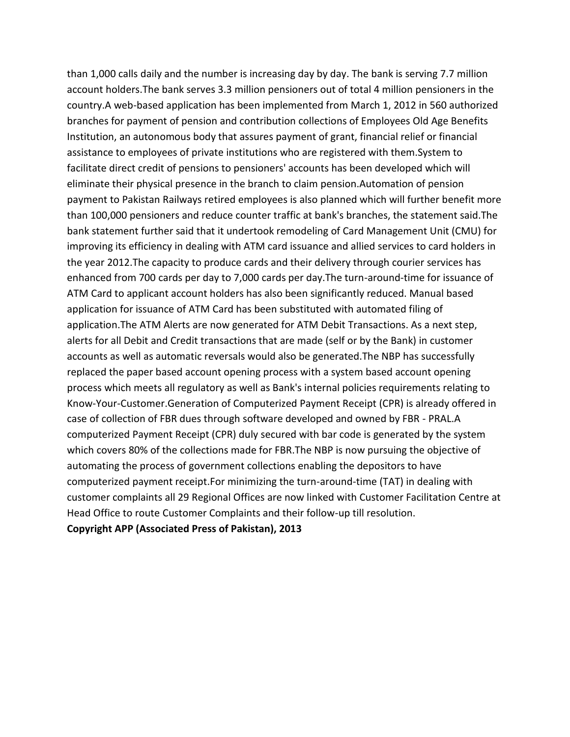than 1,000 calls daily and the number is increasing day by day. The bank is serving 7.7 million account holders.The bank serves 3.3 million pensioners out of total 4 million pensioners in the country.A web-based application has been implemented from March 1, 2012 in 560 authorized branches for payment of pension and contribution collections of Employees Old Age Benefits Institution, an autonomous body that assures payment of grant, financial relief or financial assistance to employees of private institutions who are registered with them.System to facilitate direct credit of pensions to pensioners' accounts has been developed which will eliminate their physical presence in the branch to claim pension.Automation of pension payment to Pakistan Railways retired employees is also planned which will further benefit more than 100,000 pensioners and reduce counter traffic at bank's branches, the statement said.The bank statement further said that it undertook remodeling of Card Management Unit (CMU) for improving its efficiency in dealing with ATM card issuance and allied services to card holders in the year 2012.The capacity to produce cards and their delivery through courier services has enhanced from 700 cards per day to 7,000 cards per day.The turn-around-time for issuance of ATM Card to applicant account holders has also been significantly reduced. Manual based application for issuance of ATM Card has been substituted with automated filing of application.The ATM Alerts are now generated for ATM Debit Transactions. As a next step, alerts for all Debit and Credit transactions that are made (self or by the Bank) in customer accounts as well as automatic reversals would also be generated.The NBP has successfully replaced the paper based account opening process with a system based account opening process which meets all regulatory as well as Bank's internal policies requirements relating to Know-Your-Customer.Generation of Computerized Payment Receipt (CPR) is already offered in case of collection of FBR dues through software developed and owned by FBR - PRAL.A computerized Payment Receipt (CPR) duly secured with bar code is generated by the system which covers 80% of the collections made for FBR.The NBP is now pursuing the objective of automating the process of government collections enabling the depositors to have computerized payment receipt.For minimizing the turn-around-time (TAT) in dealing with customer complaints all 29 Regional Offices are now linked with Customer Facilitation Centre at Head Office to route Customer Complaints and their follow-up till resolution.

**Copyright APP (Associated Press of Pakistan), 2013**